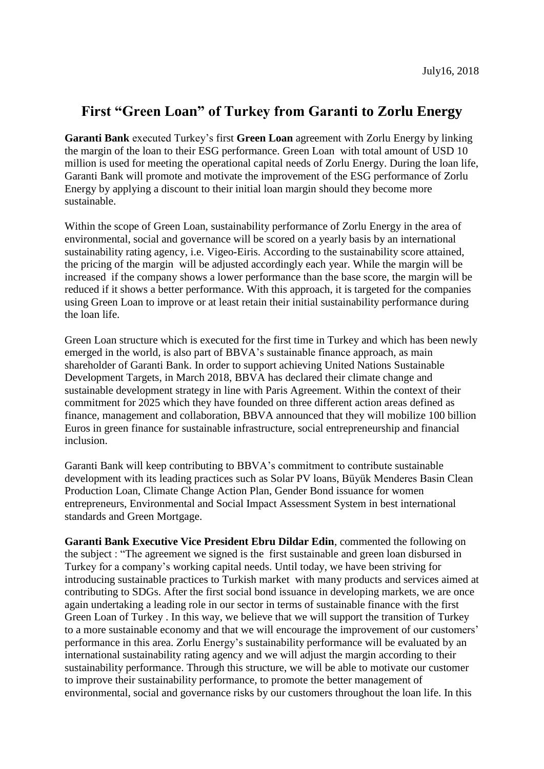July16, 2018

# First "Green Loan" of Turkey from Garanti to Zorlu Energy

**Garanti Bank** executed Turkey's first **Green Loan** agreement with Zorlu Energy by linking the margin of the loan to their ESG performance. Green Loan with total amount of USD 10 million is used for meeting the operational capital needs of Zorlu Energy. During the loan life, Garanti Bank will promote and motivate the improvement of the ESG performance of Zorlu Energy by applying a discount to their initial loan margin should they become more sustainable.

Within the scope of Green Loan, sustainability performance of Zorlu Energy in the area of environmental, social and governance will be scored on a yearly basis by an international sustainability rating agency, i.e. Vigeo-Eiris. According to the sustainability score attained, the pricing of the margin will be adjusted accordingly each year. While the margin will be increased if the company shows a lower performance than the base score, the margin will be reduced if it shows a better performance. With this approach, it is targeted for the companies using Green Loan to improve or at least retain their initial sustainability performance during the loan life.

Green Loan structure which is executed for the first time in Turkey and which has been newly emerged in the world, is also part of BBVA's sustainable finance approach, as main shareholder of Garanti Bank. In order to support achieving United Nations Sustainable Development Targets, in March 2018, BBVA has declared their climate change and sustainable development strategy in line with Paris Agreement. Within the context of their commitment for 2025 which they have founded on three different action areas defined as finance, management and collaboration, BBVA announced that they will mobilize 100 billion Euros in green finance for sustainable infrastructure, social entrepreneurship and financial inclusion.

Garanti Bank will keep contributing to BBVA's commitment to contribute sustainable development with its leading practices such as Solar PV loans, Büyük Menderes Basin Clean Production Loan, Climate Change Action Plan, Gender Bond issuance for women entrepreneurs, Environmental and Social Impact Assessment System in best international standards and Green Mortgage.

**Garanti Bank Executive Vice President Ebru Dildar Edin**, commented the following on the subject : "The agreement we signed is the first sustainable and green loan disbursed in Turkey for a company's working capital needs. Until today, we have been striving for introducing sustainable practices to Turkish market with many products and services aimed at contributing to SDGs. After the first social bond issuance in developing markets, we are once again undertaking a leading role in our sector in terms of sustainable finance with the first Green Loan of Turkey . In this way, we believe that we will support the transition of Turkey to a more sustainable economy and that we will encourage the improvement of our customers' performance in this area. Zorlu Energy's sustainability performance will be evaluated by an international sustainability rating agency and we will adjust the margin according to their sustainability performance. Through this structure, we will be able to motivate our customer to improve their sustainability performance, to promote the better management of environmental, social and governance risks by our customers throughout the loan life. In this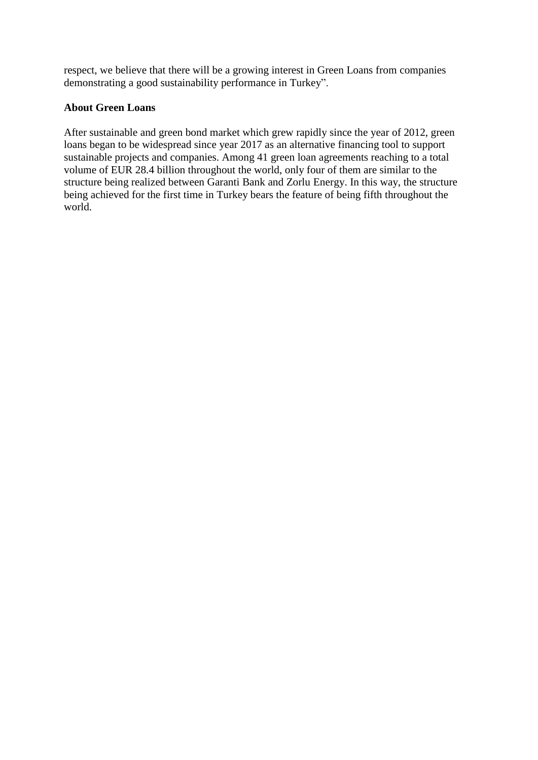respect, we believe that there will be a growing interest in Green Loans from companies demonstrating a good sustainability performance in Turkey".

**About Green Loans**

After sustainable and green bond market which grew rapidly since the year of 2012, green loans began to be widespread since year 2017 as an alternative financing tool to support sustainable projects and companies. Among 41 green loan agreements reaching to a total volume of EUR 28.4 billion throughout the world, only four of them are similar to the structure being realized between Garanti Bank and Zorlu Energy. In this way, the structure being achieved for the first time in Turkey bears the feature of being fifth throughout the world.